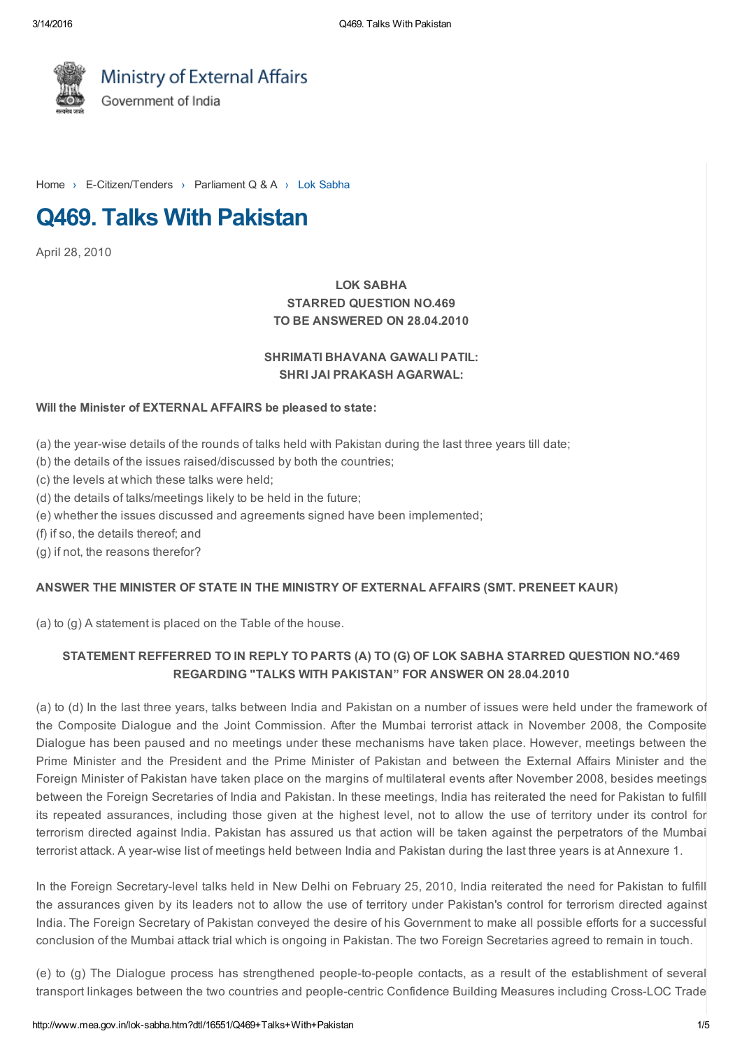Ministry of External Affairs
Government of India

Home › E-Citizen/Tenders › Parliament Q & A › Lok Sabha

# Q469. Talks With Pakistan

April 28, 2010

**LOK SABHA**
**STARRED QUESTION NO.469**
**TO BE ANSWERED ON 28.04.2010**

**SHRIMATI BHAVANA GAWALI PATIL:**
**SHRI JAI PRAKASH AGARWAL:**

**Will the Minister of EXTERNAL AFFAIRS be pleased to state:**

(a) the year-wise details of the rounds of talks held with Pakistan during the last three years till date;
(b) the details of the issues raised/discussed by both the countries;
(c) the levels at which these talks were held;
(d) the details of talks/meetings likely to be held in the future;
(e) whether the issues discussed and agreements signed have been implemented;
(f) if so, the details thereof; and
(g) if not, the reasons therefor?

**ANSWER THE MINISTER OF STATE IN THE MINISTRY OF EXTERNAL AFFAIRS (SMT. PRENEET KAUR)**

(a) to (g) A statement is placed on the Table of the house.

**STATEMENT REFFERRED TO IN REPLY TO PARTS (A) TO (G) OF LOK SABHA STARRED QUESTION NO.*469 REGARDING "TALKS WITH PAKISTAN" FOR ANSWER ON 28.04.2010**

(a) to (d) In the last three years, talks between India and Pakistan on a number of issues were held under the framework of the Composite Dialogue and the Joint Commission. After the Mumbai terrorist attack in November 2008, the Composite Dialogue has been paused and no meetings under these mechanisms have taken place. However, meetings between the Prime Minister and the President and the Prime Minister of Pakistan and between the External Affairs Minister and the Foreign Minister of Pakistan have taken place on the margins of multilateral events after November 2008, besides meetings between the Foreign Secretaries of India and Pakistan. In these meetings, India has reiterated the need for Pakistan to fulfill its repeated assurances, including those given at the highest level, not to allow the use of territory under its control for terrorism directed against India. Pakistan has assured us that action will be taken against the perpetrators of the Mumbai terrorist attack. A year-wise list of meetings held between India and Pakistan during the last three years is at Annexure 1.

In the Foreign Secretary-level talks held in New Delhi on February 25, 2010, India reiterated the need for Pakistan to fulfill the assurances given by its leaders not to allow the use of territory under Pakistan's control for terrorism directed against India. The Foreign Secretary of Pakistan conveyed the desire of his Government to make all possible efforts for a successful conclusion of the Mumbai attack trial which is ongoing in Pakistan. The two Foreign Secretaries agreed to remain in touch.

(e) to (g) The Dialogue process has strengthened people-to-people contacts, as a result of the establishment of several transport linkages between the two countries and people-centric Confidence Building Measures including Cross-LOC Trade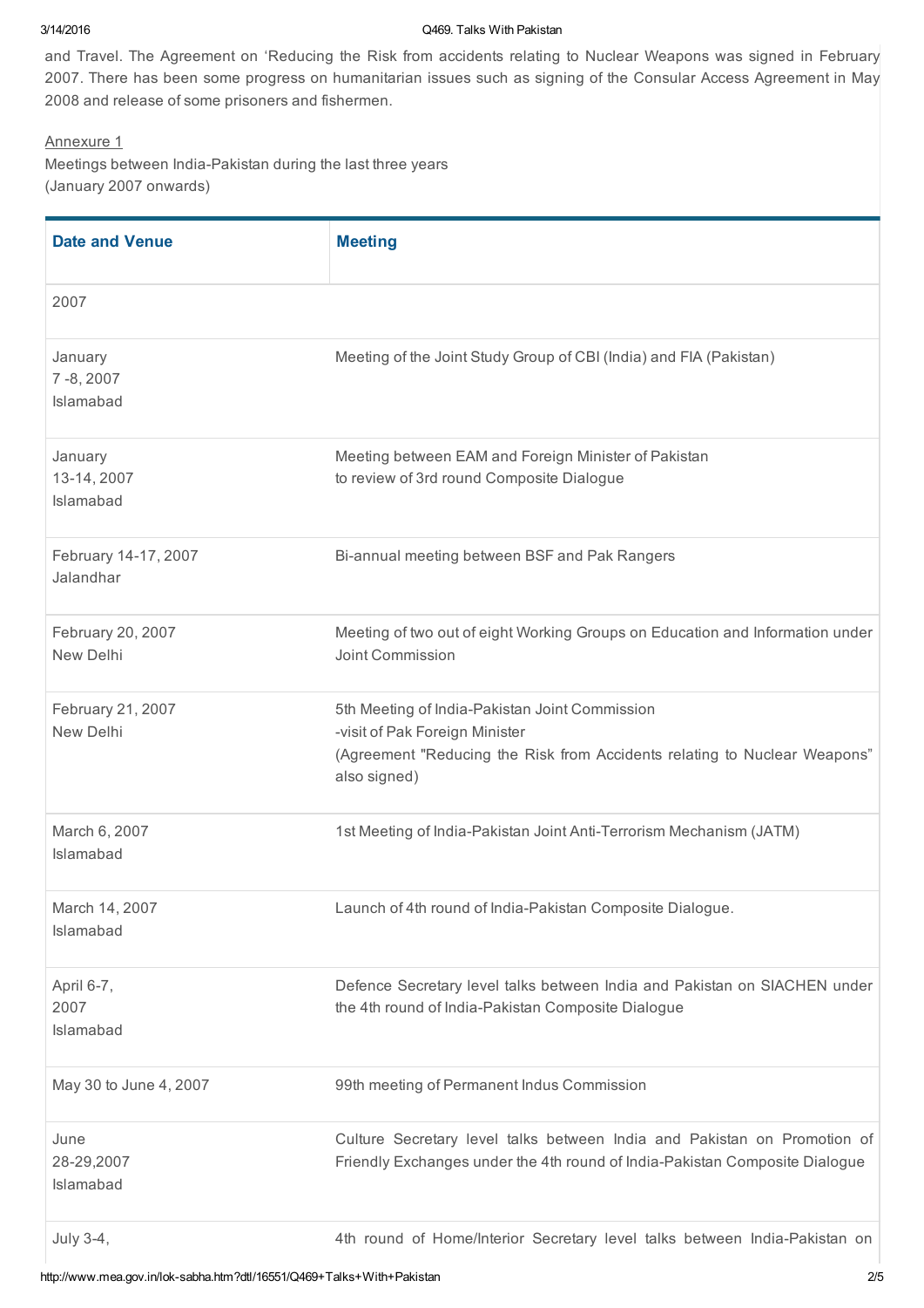and Travel. The Agreement on 'Reducing the Risk from accidents relating to Nuclear Weapons was signed in February 2007. There has been some progress on humanitarian issues such as signing of the Consular Access Agreement in May 2008 and release of some prisoners and fishermen.

Annexure 1

Meetings between India-Pakistan during the last three years
(January 2007 onwards)

| Date and Venue | Meeting |
|---|---|
| 2007 | |
| January 7 -8, 2007 Islamabad | Meeting of the Joint Study Group of CBI (India) and FIA (Pakistan) |
| January 13-14, 2007 Islamabad | Meeting between EAM and Foreign Minister of Pakistan to review of 3rd round Composite Dialogue |
| February 14-17, 2007 Jalandhar | Bi-annual meeting between BSF and Pak Rangers |
| February 20, 2007 New Delhi | Meeting of two out of eight Working Groups on Education and Information under Joint Commission |
| February 21, 2007 New Delhi | 5th Meeting of India-Pakistan Joint Commission -visit of Pak Foreign Minister (Agreement "Reducing the Risk from Accidents relating to Nuclear Weapons" also signed) |
| March 6, 2007 Islamabad | 1st Meeting of India-Pakistan Joint Anti-Terrorism Mechanism (JATM) |
| March 14, 2007 Islamabad | Launch of 4th round of India-Pakistan Composite Dialogue. |
| April 6-7, 2007 Islamabad | Defence Secretary level talks between India and Pakistan on SIACHEN under the 4th round of India-Pakistan Composite Dialogue |
| May 30 to June 4, 2007 | 99th meeting of Permanent Indus Commission |
| June 28-29,2007 Islamabad | Culture Secretary level talks between India and Pakistan on Promotion of Friendly Exchanges under the 4th round of India-Pakistan Composite Dialogue |
| July 3-4, | 4th round of Home/Interior Secretary level talks between India-Pakistan on |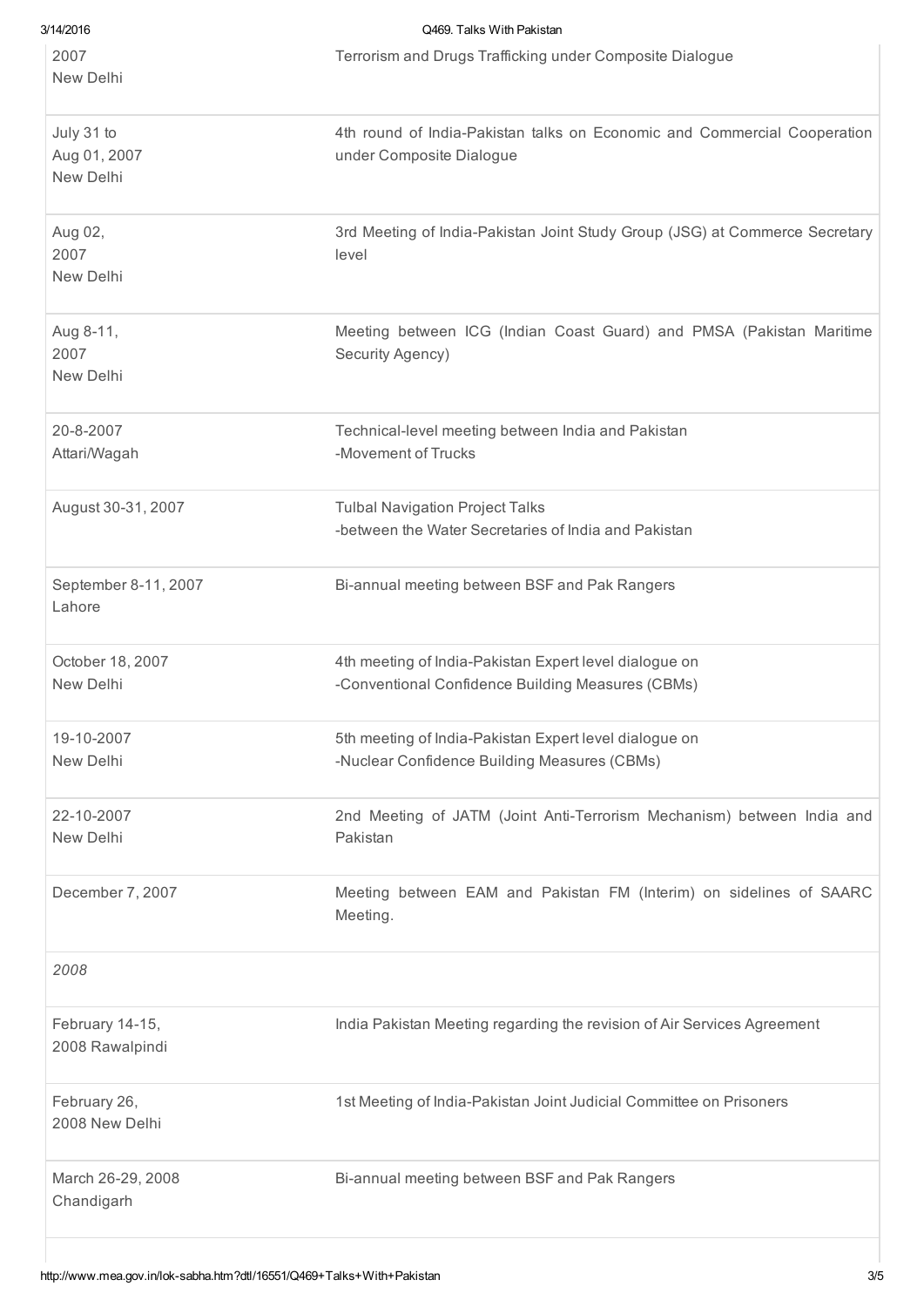| | |
|---|---|
| 2007<br>New Delhi | Terrorism and Drugs Trafficking under Composite Dialogue |
| July 31 to<br>Aug 01, 2007<br>New Delhi | 4th round of India-Pakistan talks on Economic and Commercial Cooperation under Composite Dialogue |
| Aug 02,<br>2007<br>New Delhi | 3rd Meeting of India-Pakistan Joint Study Group (JSG) at Commerce Secretary level |
| Aug 8-11,<br>2007<br>New Delhi | Meeting between ICG (Indian Coast Guard) and PMSA (Pakistan Maritime Security Agency) |
| 20-8-2007<br>Attari/Wagah | Technical-level meeting between India and Pakistan<br>-Movement of Trucks |
| August 30-31, 2007 | Tulbal Navigation Project Talks<br>-between the Water Secretaries of India and Pakistan |
| September 8-11, 2007<br>Lahore | Bi-annual meeting between BSF and Pak Rangers |
| October 18, 2007<br>New Delhi | 4th meeting of India-Pakistan Expert level dialogue on<br>-Conventional Confidence Building Measures (CBMs) |
| 19-10-2007<br>New Delhi | 5th meeting of India-Pakistan Expert level dialogue on<br>-Nuclear Confidence Building Measures (CBMs) |
| 22-10-2007<br>New Delhi | 2nd Meeting of JATM (Joint Anti-Terrorism Mechanism) between India and Pakistan |
| December 7, 2007 | Meeting between EAM and Pakistan FM (Interim) on sidelines of SAARC Meeting. |
| *2008* | |
| February 14-15,<br>2008 Rawalpindi | India Pakistan Meeting regarding the revision of Air Services Agreement |
| February 26,<br>2008 New Delhi | 1st Meeting of India-Pakistan Joint Judicial Committee on Prisoners |
| March 26-29, 2008<br>Chandigarh | Bi-annual meeting between BSF and Pak Rangers |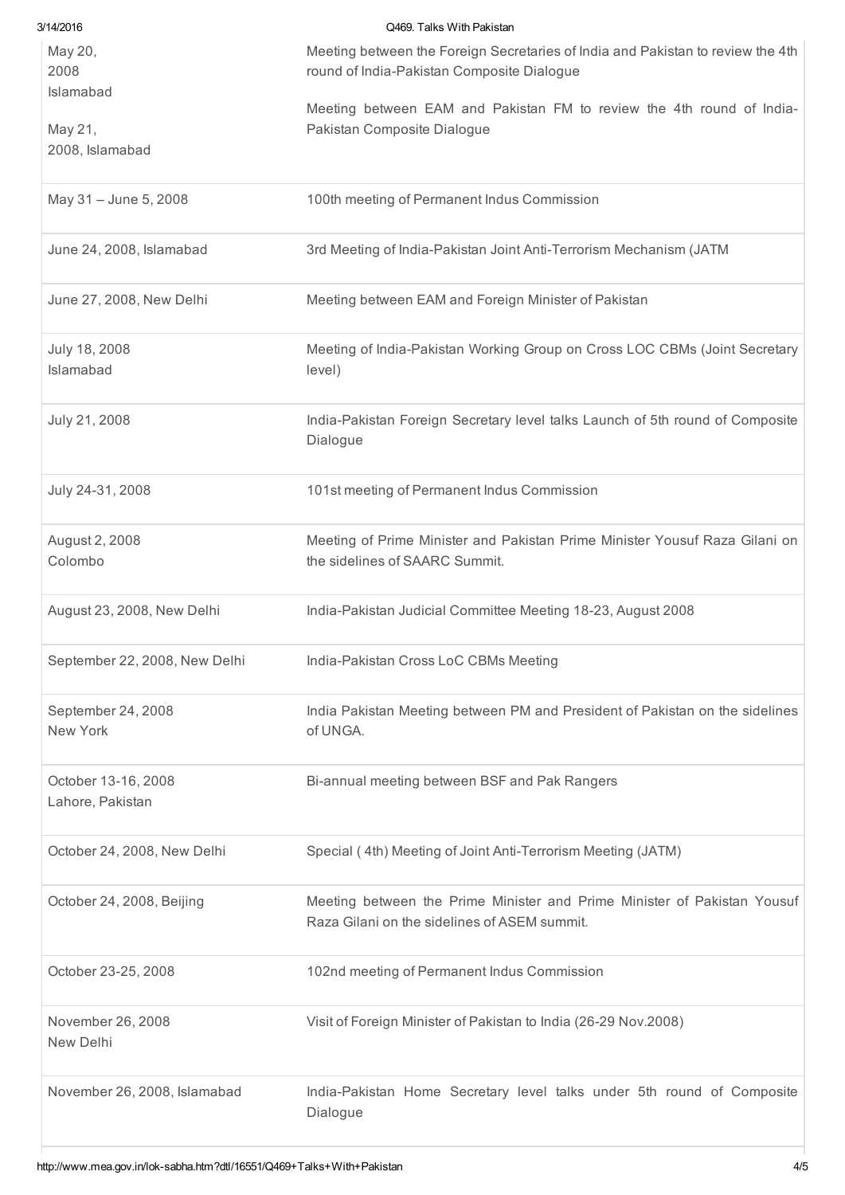| | |
|---|---|
| May 20, 2008 Islamabad<br><br>May 21, 2008, Islamabad | Meeting between the Foreign Secretaries of India and Pakistan to review the 4th round of India-Pakistan Composite Dialogue<br><br>Meeting between EAM and Pakistan FM to review the 4th round of India-Pakistan Composite Dialogue |
| May 31 – June 5, 2008 | 100th meeting of Permanent Indus Commission |
| June 24, 2008, Islamabad | 3rd Meeting of India-Pakistan Joint Anti-Terrorism Mechanism (JATM |
| June 27, 2008, New Delhi | Meeting between EAM and Foreign Minister of Pakistan |
| July 18, 2008 Islamabad | Meeting of India-Pakistan Working Group on Cross LOC CBMs (Joint Secretary level) |
| July 21, 2008 | India-Pakistan Foreign Secretary level talks Launch of 5th round of Composite Dialogue |
| July 24-31, 2008 | 101st meeting of Permanent Indus Commission |
| August 2, 2008 Colombo | Meeting of Prime Minister and Pakistan Prime Minister Yousuf Raza Gilani on the sidelines of SAARC Summit. |
| August 23, 2008, New Delhi | India-Pakistan Judicial Committee Meeting 18-23, August 2008 |
| September 22, 2008, New Delhi | India-Pakistan Cross LoC CBMs Meeting |
| September 24, 2008 New York | India Pakistan Meeting between PM and President of Pakistan on the sidelines of UNGA. |
| October 13-16, 2008 Lahore, Pakistan | Bi-annual meeting between BSF and Pak Rangers |
| October 24, 2008, New Delhi | Special ( 4th) Meeting of Joint Anti-Terrorism Meeting (JATM) |
| October 24, 2008, Beijing | Meeting between the Prime Minister and Prime Minister of Pakistan Yousuf Raza Gilani on the sidelines of ASEM summit. |
| October 23-25, 2008 | 102nd meeting of Permanent Indus Commission |
| November 26, 2008 New Delhi | Visit of Foreign Minister of Pakistan to India (26-29 Nov.2008) |
| November 26, 2008, Islamabad | India-Pakistan Home Secretary level talks under 5th round of Composite Dialogue |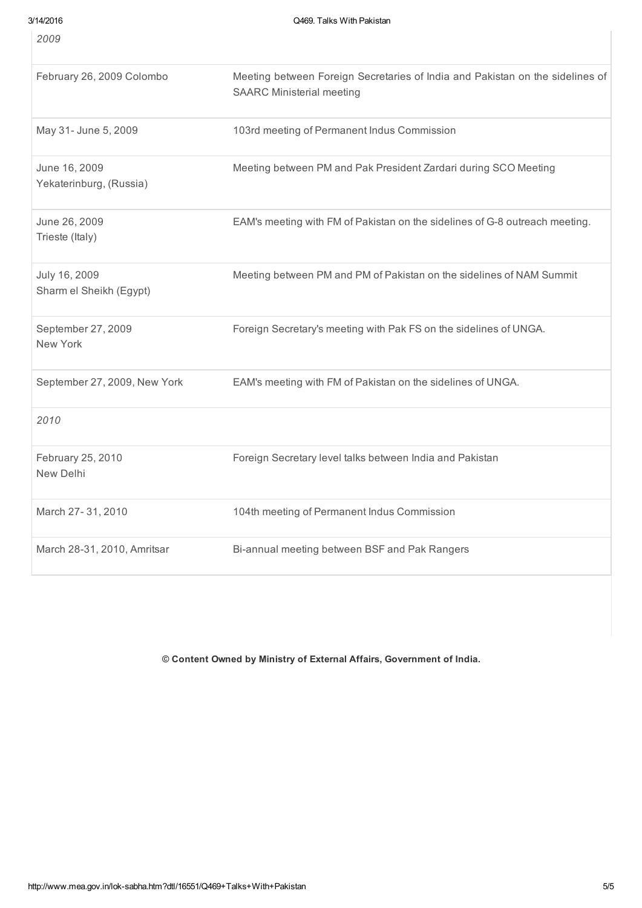| | |
|---|---|
| *2009* | |
| February 26, 2009 Colombo | Meeting between Foreign Secretaries of India and Pakistan on the sidelines of SAARC Ministerial meeting |
| May 31- June 5, 2009 | 103rd meeting of Permanent Indus Commission |
| June 16, 2009 Yekaterinburg, (Russia) | Meeting between PM and Pak President Zardari during SCO Meeting |
| June 26, 2009 Trieste (Italy) | EAM's meeting with FM of Pakistan on the sidelines of G-8 outreach meeting. |
| July 16, 2009 Sharm el Sheikh (Egypt) | Meeting between PM and PM of Pakistan on the sidelines of NAM Summit |
| September 27, 2009 New York | Foreign Secretary's meeting with Pak FS on the sidelines of UNGA. |
| September 27, 2009, New York | EAM's meeting with FM of Pakistan on the sidelines of UNGA. |
| *2010* | |
| February 25, 2010 New Delhi | Foreign Secretary level talks between India and Pakistan |
| March 27- 31, 2010 | 104th meeting of Permanent Indus Commission |
| March 28-31, 2010, Amritsar | Bi-annual meeting between BSF and Pak Rangers |

**© Content Owned by Ministry of External Affairs, Government of India.**